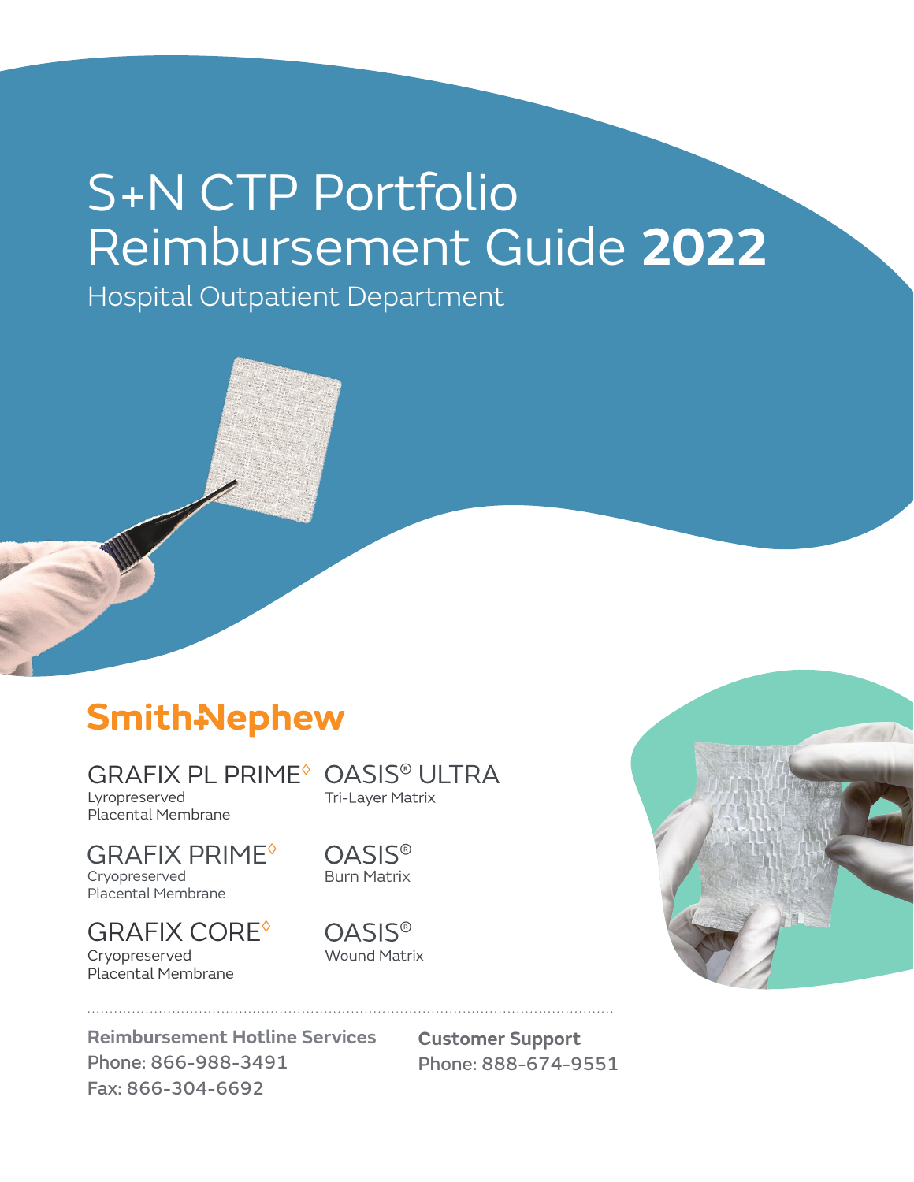# S+N CTP Portfolio Reimbursement Guide **2022**

## Hospital Outpatient Department

**Smith+Nephew**

GRAFIX PL PRIME◊
Lyropreserved Placental Membrane

GRAFIX PRIME◊
Cryopreserved Placental Membrane

GRAFIX CORE◊
Cryopreserved Placental Membrane

OASIS® ULTRA
Tri-Layer Matrix

OASIS®
Burn Matrix

OASIS®
Wound Matrix

**Reimbursement Hotline Services**
Phone: 866-988-3491
Fax: 866-304-6692

**Customer Support**
Phone: 888-674-9551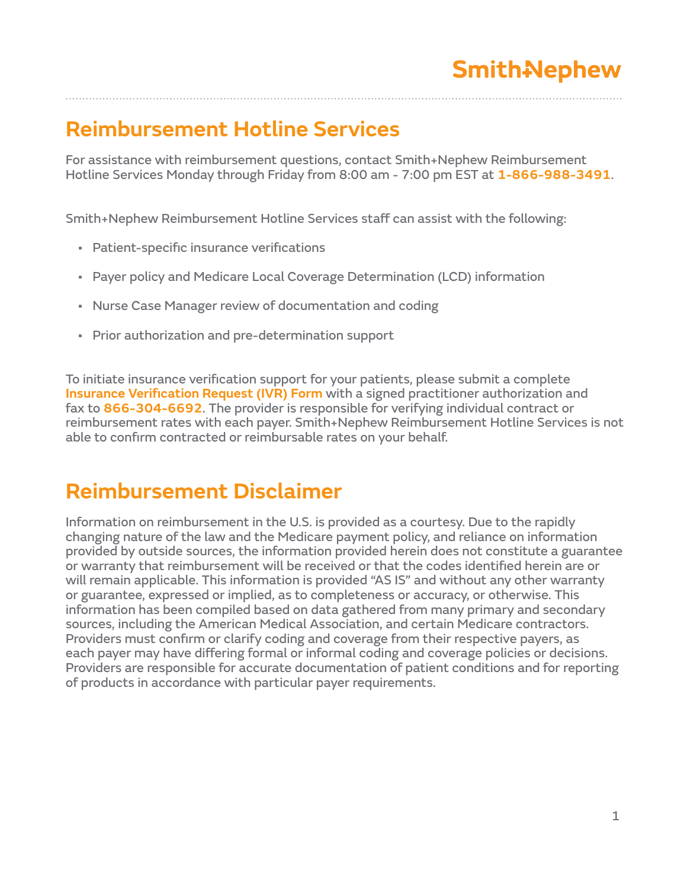# Reimbursement Hotline Services

For assistance with reimbursement questions, contact Smith+Nephew Reimbursement Hotline Services Monday through Friday from 8:00 am - 7:00 pm EST at **1-866-988-3491**.

Smith+Nephew Reimbursement Hotline Services staff can assist with the following:

- Patient-specific insurance verifications
- Payer policy and Medicare Local Coverage Determination (LCD) information
- Nurse Case Manager review of documentation and coding
- Prior authorization and pre-determination support

To initiate insurance verification support for your patients, please submit a complete **Insurance Verification Request (IVR) Form** with a signed practitioner authorization and fax to **866-304-6692**. The provider is responsible for verifying individual contract or reimbursement rates with each payer. Smith+Nephew Reimbursement Hotline Services is not able to confirm contracted or reimbursable rates on your behalf.

# Reimbursement Disclaimer

Information on reimbursement in the U.S. is provided as a courtesy. Due to the rapidly changing nature of the law and the Medicare payment policy, and reliance on information provided by outside sources, the information provided herein does not constitute a guarantee or warranty that reimbursement will be received or that the codes identified herein are or will remain applicable. This information is provided "AS IS" and without any other warranty or guarantee, expressed or implied, as to completeness or accuracy, or otherwise. This information has been compiled based on data gathered from many primary and secondary sources, including the American Medical Association, and certain Medicare contractors. Providers must confirm or clarify coding and coverage from their respective payers, as each payer may have differing formal or informal coding and coverage policies or decisions. Providers are responsible for accurate documentation of patient conditions and for reporting of products in accordance with particular payer requirements.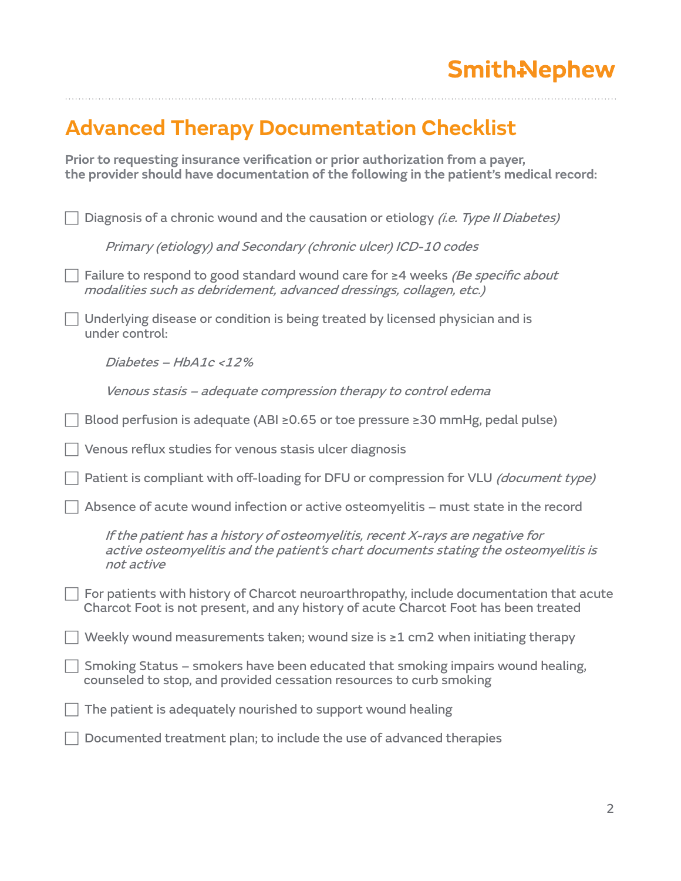# Advanced Therapy Documentation Checklist

**Prior to requesting insurance verification or prior authorization from a payer, the provider should have documentation of the following in the patient's medical record:**

- [ ] Diagnosis of a chronic wound and the causation or etiology *(i.e. Type II Diabetes)*

  *Primary (etiology) and Secondary (chronic ulcer) ICD-10 codes*

- [ ] Failure to respond to good standard wound care for ≥4 weeks *(Be specific about modalities such as debridement, advanced dressings, collagen, etc.)*

- [ ] Underlying disease or condition is being treated by licensed physician and is under control:

  *Diabetes – HbA1c <12%*

  *Venous stasis – adequate compression therapy to control edema*

- [ ] Blood perfusion is adequate (ABI ≥0.65 or toe pressure ≥30 mmHg, pedal pulse)

- [ ] Venous reflux studies for venous stasis ulcer diagnosis

- [ ] Patient is compliant with off-loading for DFU or compression for VLU *(document type)*

- [ ] Absence of acute wound infection or active osteomyelitis – must state in the record

  *If the patient has a history of osteomyelitis, recent X-rays are negative for active osteomyelitis and the patient's chart documents stating the osteomyelitis is not active*

- [ ] For patients with history of Charcot neuroarthropathy, include documentation that acute Charcot Foot is not present, and any history of acute Charcot Foot has been treated

- [ ] Weekly wound measurements taken; wound size is ≥1 cm2 when initiating therapy

- [ ] Smoking Status – smokers have been educated that smoking impairs wound healing, counseled to stop, and provided cessation resources to curb smoking

- [ ] The patient is adequately nourished to support wound healing

- [ ] Documented treatment plan; to include the use of advanced therapies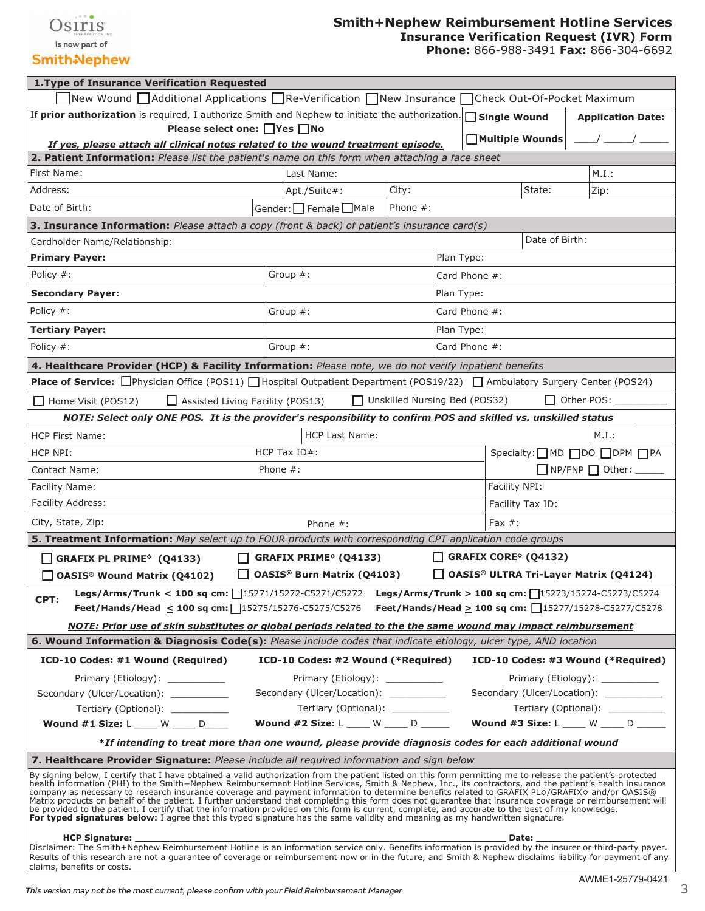Osiris is now part of Smith+Nephew

# Smith+Nephew Reimbursement Hotline Services
## Insurance Verification Request (IVR) Form

**Phone:** 866-988-3491 **Fax:** 866-304-6692

### 1. Type of Insurance Verification Requested

☐ New Wound ☐ Additional Applications ☐ Re-Verification ☐ New Insurance ☐ Check Out-Of-Pocket Maximum

If **prior authorization** is required, I authorize Smith and Nephew to initiate the authorization. **Please select one:** ☐ **Yes** ☐ **No**

***If yes, please attach all clinical notes related to the wound treatment episode.***

☐ **Single Wound** ☐ **Multiple Wounds**

**Application Date:** ____/ _____/ _____

### 2. Patient Information: *Please list the patient's name on this form when attaching a face sheet*

| First Name: | Last Name: | | | M.I.: |
|---|---|---|---|---|
| Address: | Apt./Suite#: | City: | State: | Zip: |
| Date of Birth: | Gender: ☐ Female ☐ Male | Phone #: | | |

### 3. Insurance Information: *Please attach a copy (front & back) of patient's insurance card(s)*

| Cardholder Name/Relationship: | | Date of Birth: |
|---|---|---|
| **Primary Payer:** | | Plan Type: |
| Policy #: | Group #: | Card Phone #: |
| **Secondary Payer:** | | Plan Type: |
| Policy #: | Group #: | Card Phone #: |
| **Tertiary Payer:** | | Plan Type: |
| Policy #: | Group #: | Card Phone #: |

### 4. Healthcare Provider (HCP) & Facility Information: *Please note, we do not verify inpatient benefits*

**Place of Service:** ☐ Physician Office (POS11) ☐ Hospital Outpatient Department (POS19/22) ☐ Ambulatory Surgery Center (POS24) ☐ Home Visit (POS12) ☐ Assisted Living Facility (POS13) ☐ Unskilled Nursing Bed (POS32) ☐ Other POS: _________

***NOTE: Select only ONE POS. It is the provider's responsibility to confirm POS and skilled vs. unskilled status***

| HCP First Name: | HCP Last Name: | | M.I.: |
|---|---|---|---|
| HCP NPI: | HCP Tax ID#: | Specialty: ☐ MD ☐ DO ☐ DPM ☐ PA | |
| Contact Name: | Phone #: | ☐ NP/FNP ☐ Other: _____ | |
| Facility Name: | | Facility NPI: | |
| Facility Address: | | Facility Tax ID: | |
| City, State, Zip: | Phone #: | Fax #: | |

### 5. Treatment Information: *May select up to FOUR products with corresponding CPT application code groups*

☐ **GRAFIX PL PRIME◊ (Q4133)** ☐ **GRAFIX PRIME◊ (Q4133)** ☐ **GRAFIX CORE◊ (Q4132)**
☐ **OASIS® Wound Matrix (Q4102)** ☐ **OASIS® Burn Matrix (Q4103)** ☐ **OASIS® ULTRA Tri-Layer Matrix (Q4124)**

**CPT:**
- **Legs/Arms/Trunk ≤ 100 sq cm:** ☐ 15271/15272-C5271/C5272
- **Legs/Arms/Trunk ≥ 100 sq cm:** ☐ 15273/15274-C5273/C5274
- **Feet/Hands/Head ≤ 100 sq cm:** ☐ 15275/15276-C5275/C5276
- **Feet/Hands/Head ≥ 100 sq cm:** ☐ 15277/15278-C5277/C5278

***NOTE: Prior use of skin substitutes or global periods related to the the same wound may impact reimbursement***

### 6. Wound Information & Diagnosis Code(s): *Please include codes that indicate etiology, ulcer type, AND location*

| ICD-10 Codes: #1 Wound (Required) | ICD-10 Codes: #2 Wound (*Required) | ICD-10 Codes: #3 Wound (*Required) |
|---|---|---|
| Primary (Etiology): __________ | Primary (Etiology): __________ | Primary (Etiology): __________ |
| Secondary (Ulcer/Location): __________ | Secondary (Ulcer/Location): __________ | Secondary (Ulcer/Location): __________ |
| Tertiary (Optional): __________ | Tertiary (Optional): __________ | Tertiary (Optional): __________ |
| **Wound #1 Size:** L ____ W ____ D____ | **Wound #2 Size:** L ____ W ____ D _____ | **Wound #3 Size:** L ____ W ____ D _____ |

***If intending to treat more than one wound, please provide diagnosis codes for each additional wound***

### 7. Healthcare Provider Signature: *Please include all required information and sign below*

By signing below, I certify that I have obtained a valid authorization from the patient listed on this form permitting me to release the patient's protected health information (PHI) to the Smith+Nephew Reimbursement Hotline Services, Smith & Nephew, Inc., its contractors, and the patient's health insurance company as necessary to research insurance coverage and payment information to determine benefits related to GRAFIX PL◊/GRAFIX◊ and/or OASIS® Matrix products on behalf of the patient. I further understand that completing this form does not guarantee that insurance coverage or reimbursement will be provided to the patient. I certify that the information provided on this form is current, complete, and accurate to the best of my knowledge.
**For typed signatures below:** I agree that this typed signature has the same validity and meaning as my handwritten signature.

**HCP Signature:** ________________________________________ **Date:** ________________

Disclaimer: The Smith+Nephew Reimbursement Hotline is an information service only. Benefits information is provided by the insurer or third-party payer. Results of this research are not a guarantee of coverage or reimbursement now or in the future, and Smith & Nephew disclaims liability for payment of any claims, benefits or costs.

AWME1-25779-0421

*This version may not be the most current, please confirm with your Field Reimbursement Manager*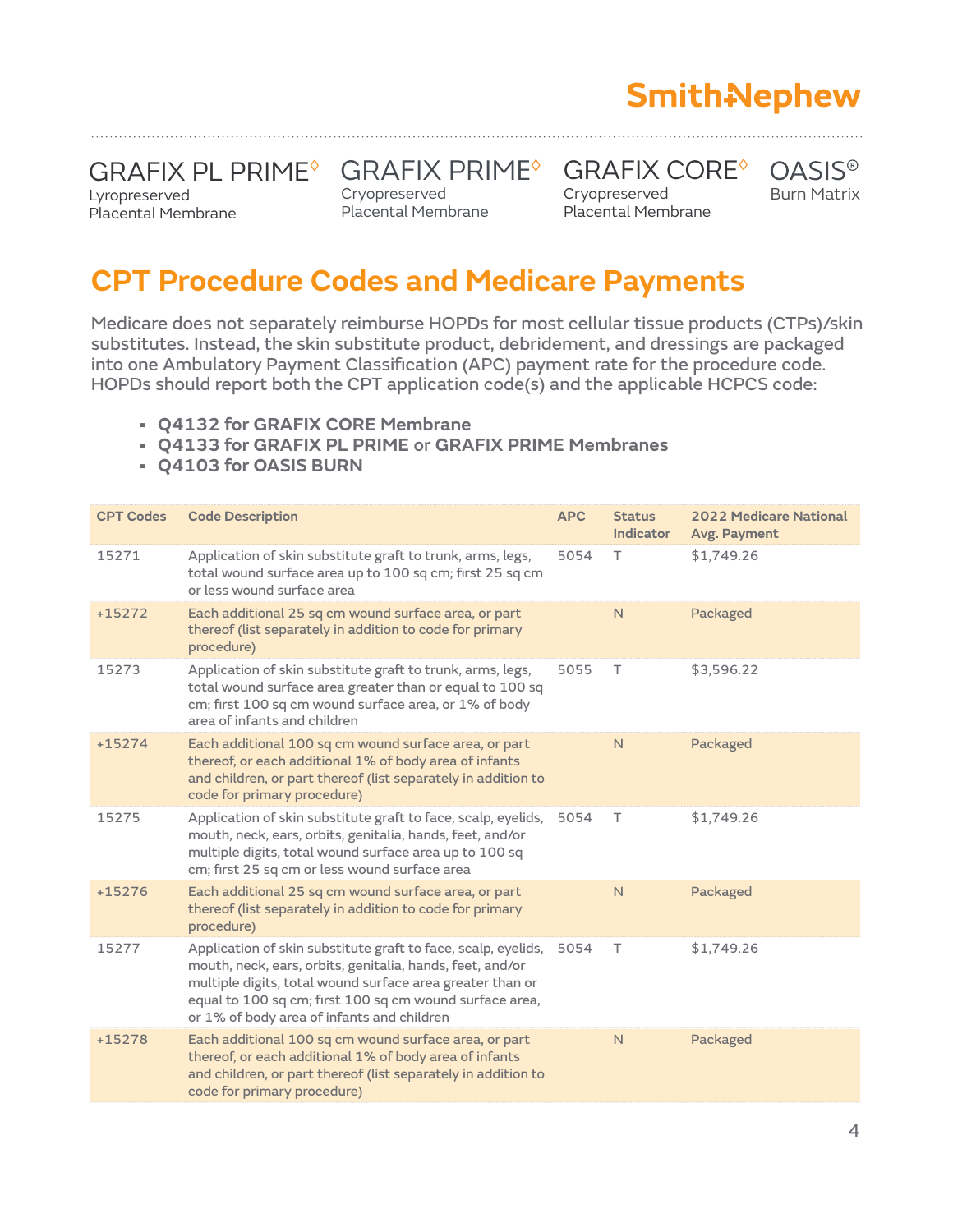GRAFIX PL PRIME◊
Lyropreserved Placental Membrane

GRAFIX PRIME◊
Cryopreserved Placental Membrane

GRAFIX CORE◊
Cryopreserved Placental Membrane

OASIS®
Burn Matrix

## CPT Procedure Codes and Medicare Payments

Medicare does not separately reimburse HOPDs for most cellular tissue products (CTPs)/skin substitutes. Instead, the skin substitute product, debridement, and dressings are packaged into one Ambulatory Payment Classification (APC) payment rate for the procedure code. HOPDs should report both the CPT application code(s) and the applicable HCPCS code:

- **Q4132 for GRAFIX CORE Membrane**
- **Q4133 for GRAFIX PL PRIME** or **GRAFIX PRIME Membranes**
- **Q4103 for OASIS BURN**

| CPT Codes | Code Description | APC | Status Indicator | 2022 Medicare National Avg. Payment |
|---|---|---|---|---|
| 15271 | Application of skin substitute graft to trunk, arms, legs, total wound surface area up to 100 sq cm; first 25 sq cm or less wound surface area | 5054 | T | $1,749.26 |
| +15272 | Each additional 25 sq cm wound surface area, or part thereof (list separately in addition to code for primary procedure) | | N | Packaged |
| 15273 | Application of skin substitute graft to trunk, arms, legs, total wound surface area greater than or equal to 100 sq cm; first 100 sq cm wound surface area, or 1% of body area of infants and children | 5055 | T | $3,596.22 |
| +15274 | Each additional 100 sq cm wound surface area, or part thereof, or each additional 1% of body area of infants and children, or part thereof (list separately in addition to code for primary procedure) | | N | Packaged |
| 15275 | Application of skin substitute graft to face, scalp, eyelids, mouth, neck, ears, orbits, genitalia, hands, feet, and/or multiple digits, total wound surface area up to 100 sq cm; first 25 sq cm or less wound surface area | 5054 | T | $1,749.26 |
| +15276 | Each additional 25 sq cm wound surface area, or part thereof (list separately in addition to code for primary procedure) | | N | Packaged |
| 15277 | Application of skin substitute graft to face, scalp, eyelids, mouth, neck, ears, orbits, genitalia, hands, feet, and/or multiple digits, total wound surface area greater than or equal to 100 sq cm; first 100 sq cm wound surface area, or 1% of body area of infants and children | 5054 | T | $1,749.26 |
| +15278 | Each additional 100 sq cm wound surface area, or part thereof, or each additional 1% of body area of infants and children, or part thereof (list separately in addition to code for primary procedure) | | N | Packaged |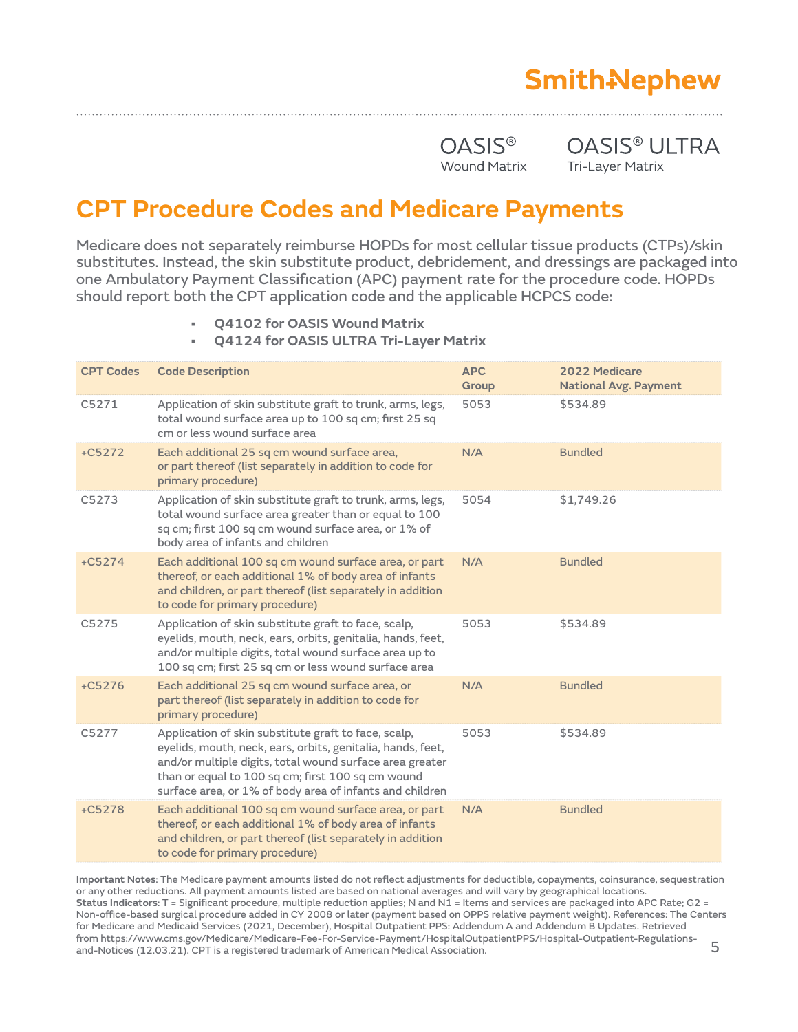Smith+Nephew

OASIS® Wound Matrix

OASIS® ULTRA Tri-Layer Matrix

# CPT Procedure Codes and Medicare Payments

Medicare does not separately reimburse HOPDs for most cellular tissue products (CTPs)/skin substitutes. Instead, the skin substitute product, debridement, and dressings are packaged into one Ambulatory Payment Classification (APC) payment rate for the procedure code. HOPDs should report both the CPT application code and the applicable HCPCS code:

- **Q4102 for OASIS Wound Matrix**
- **Q4124 for OASIS ULTRA Tri-Layer Matrix**

| CPT Codes | Code Description | APC Group | 2022 Medicare National Avg. Payment |
|---|---|---|---|
| C5271 | Application of skin substitute graft to trunk, arms, legs, total wound surface area up to 100 sq cm; first 25 sq cm or less wound surface area | 5053 | $534.89 |
| +C5272 | Each additional 25 sq cm wound surface area, or part thereof (list separately in addition to code for primary procedure) | N/A | Bundled |
| C5273 | Application of skin substitute graft to trunk, arms, legs, total wound surface area greater than or equal to 100 sq cm; first 100 sq cm wound surface area, or 1% of body area of infants and children | 5054 | $1,749.26 |
| +C5274 | Each additional 100 sq cm wound surface area, or part thereof, or each additional 1% of body area of infants and children, or part thereof (list separately in addition to code for primary procedure) | N/A | Bundled |
| C5275 | Application of skin substitute graft to face, scalp, eyelids, mouth, neck, ears, orbits, genitalia, hands, feet, and/or multiple digits, total wound surface area up to 100 sq cm; first 25 sq cm or less wound surface area | 5053 | $534.89 |
| +C5276 | Each additional 25 sq cm wound surface area, or part thereof (list separately in addition to code for primary procedure) | N/A | Bundled |
| C5277 | Application of skin substitute graft to face, scalp, eyelids, mouth, neck, ears, orbits, genitalia, hands, feet, and/or multiple digits, total wound surface area greater than or equal to 100 sq cm; first 100 sq cm wound surface area, or 1% of body area of infants and children | 5053 | $534.89 |
| +C5278 | Each additional 100 sq cm wound surface area, or part thereof, or each additional 1% of body area of infants and children, or part thereof (list separately in addition to code for primary procedure) | N/A | Bundled |

**Important Notes**: The Medicare payment amounts listed do not reflect adjustments for deductible, copayments, coinsurance, sequestration or any other reductions. All payment amounts listed are based on national averages and will vary by geographical locations.
**Status Indicators**: T = Significant procedure, multiple reduction applies; N and N1 = Items and services are packaged into APC Rate; G2 = Non-office-based surgical procedure added in CY 2008 or later (payment based on OPPS relative payment weight). References: The Centers for Medicare and Medicaid Services (2021, December), Hospital Outpatient PPS: Addendum A and Addendum B Updates. Retrieved from https://www.cms.gov/Medicare/Medicare-Fee-For-Service-Payment/HospitalOutpatientPPS/Hospital-Outpatient-Regulations-and-Notices (12.03.21). CPT is a registered trademark of American Medical Association.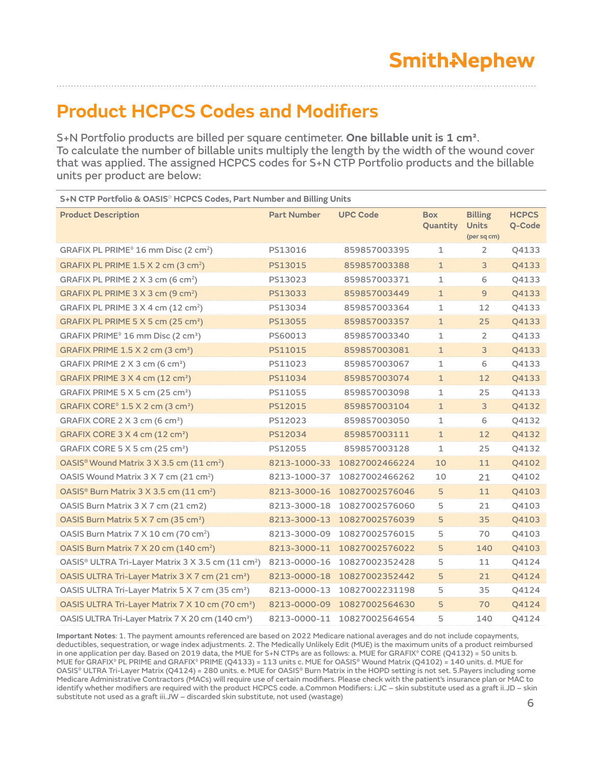# Product HCPCS Codes and Modifiers

S+N Portfolio products are billed per square centimeter. **One billable unit is 1 $cm^2$**. To calculate the number of billable units multiply the length by the width of the wound cover that was applied. The assigned HCPCS codes for S+N CTP Portfolio products and the billable units per product are below:

**S+N CTP Portfolio & OASIS® HCPCS Codes, Part Number and Billing Units**

| Product Description | Part Number | UPC Code | Box Quantity | Billing Units (per sq cm) | HCPCS Q-Code |
|---|---|---|---|---|---|
| GRAFIX PL PRIME◊ 16 mm Disc (2 $cm^2$) | PS13016 | 859857003395 | 1 | 2 | Q4133 |
| GRAFIX PL PRIME 1.5 X 2 cm (3 $cm^2$) | PS13015 | 859857003388 | 1 | 3 | Q4133 |
| GRAFIX PL PRIME 2 X 3 cm (6 $cm^2$) | PS13023 | 859857003371 | 1 | 6 | Q4133 |
| GRAFIX PL PRIME 3 X 3 cm (9 $cm^2$) | PS13033 | 859857003449 | 1 | 9 | Q4133 |
| GRAFIX PL PRIME 3 X 4 cm (12 $cm^2$) | PS13034 | 859857003364 | 1 | 12 | Q4133 |
| GRAFIX PL PRIME 5 X 5 cm (25 $cm^2$) | PS13055 | 859857003357 | 1 | 25 | Q4133 |
| GRAFIX PRIME◊ 16 mm Disc (2 $cm^2$) | PS60013 | 859857003340 | 1 | 2 | Q4133 |
| GRAFIX PRIME 1.5 X 2 cm (3 $cm^2$) | PS11015 | 859857003081 | 1 | 3 | Q4133 |
| GRAFIX PRIME 2 X 3 cm (6 $cm^2$) | PS11023 | 859857003067 | 1 | 6 | Q4133 |
| GRAFIX PRIME 3 X 4 cm (12 $cm^2$) | PS11034 | 859857003074 | 1 | 12 | Q4133 |
| GRAFIX PRIME 5 X 5 cm (25 $cm^2$) | PS11055 | 859857003098 | 1 | 25 | Q4133 |
| GRAFIX CORE◊ 1.5 X 2 cm (3 $cm^2$) | PS12015 | 859857003104 | 1 | 3 | Q4132 |
| GRAFIX CORE 2 X 3 cm (6 $cm^2$) | PS12023 | 859857003050 | 1 | 6 | Q4132 |
| GRAFIX CORE 3 X 4 cm (12 $cm^2$) | PS12034 | 859857003111 | 1 | 12 | Q4132 |
| GRAFIX CORE 5 X 5 cm (25 $cm^2$) | PS12055 | 859857003128 | 1 | 25 | Q4132 |
| OASIS® Wound Matrix 3 X 3.5 cm (11 $cm^2$) | 8213-1000-33 | 10827002466224 | 10 | 11 | Q4102 |
| OASIS Wound Matrix 3 X 7 cm (21 $cm^2$) | 8213-1000-37 | 10827002466262 | 10 | 21 | Q4102 |
| OASIS® Burn Matrix 3 X 3.5 cm (11 $cm^2$) | 8213-3000-16 | 10827002576046 | 5 | 11 | Q4103 |
| OASIS Burn Matrix 3 X 7 cm (21 cm2) | 8213-3000-18 | 10827002576060 | 5 | 21 | Q4103 |
| OASIS Burn Matrix 5 X 7 cm (35 $cm^2$) | 8213-3000-13 | 10827002576039 | 5 | 35 | Q4103 |
| OASIS Burn Matrix 7 X 10 cm (70 $cm^2$) | 8213-3000-09 | 10827002576015 | 5 | 70 | Q4103 |
| OASIS Burn Matrix 7 X 20 cm (140 $cm^2$) | 8213-3000-11 | 10827002576022 | 5 | 140 | Q4103 |
| OASIS® ULTRA Tri-Layer Matrix 3 X 3.5 cm (11 $cm^2$) | 8213-0000-16 | 10827002352428 | 5 | 11 | Q4124 |
| OASIS ULTRA Tri-Layer Matrix 3 X 7 cm (21 $cm^2$) | 8213-0000-18 | 10827002352442 | 5 | 21 | Q4124 |
| OASIS ULTRA Tri-Layer Matrix 5 X 7 cm (35 $cm^2$) | 8213-0000-13 | 10827002231198 | 5 | 35 | Q4124 |
| OASIS ULTRA Tri-Layer Matrix 7 X 10 cm (70 $cm^2$) | 8213-0000-09 | 10827002564630 | 5 | 70 | Q4124 |
| OASIS ULTRA Tri-Layer Matrix 7 X 20 cm (140 $cm^2$) | 8213-0000-11 | 10827002564654 | 5 | 140 | Q4124 |

**Important Notes**: 1. The payment amounts referenced are based on 2022 Medicare national averages and do not include copayments, deductibles, sequestration, or wage index adjustments. 2. The Medically Unlikely Edit (MUE) is the maximum units of a product reimbursed in one application per day. Based on 2019 data, the MUE for S+N CTPs are as follows: a. MUE for GRAFIX◊ CORE (Q4132) = 50 units b. MUE for GRAFIX◊ PL PRIME and GRAFIX◊ PRIME (Q4133) = 113 units c. MUE for OASIS® Wound Matrix (Q4102) = 140 units. d. MUE for OASIS® ULTRA Tri-Layer Matrix (Q4124) = 280 units. e. MUE for OASIS® Burn Matrix in the HOPD setting is not set. 5.Payers including some Medicare Administrative Contractors (MACs) will require use of certain modifiers. Please check with the patient's insurance plan or MAC to identify whether modifiers are required with the product HCPCS code. a.Common Modifiers: i.JC – skin substitute used as a graft ii.JD – skin substitute not used as a graft iii.JW – discarded skin substitute, not used (wastage)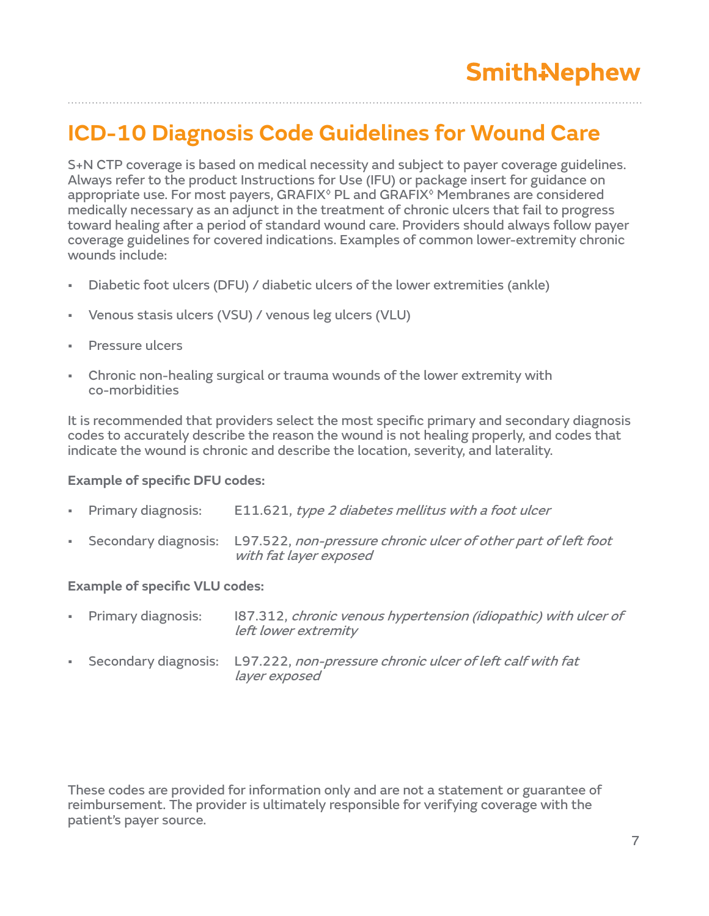# ICD-10 Diagnosis Code Guidelines for Wound Care

S+N CTP coverage is based on medical necessity and subject to payer coverage guidelines. Always refer to the product Instructions for Use (IFU) or package insert for guidance on appropriate use. For most payers, GRAFIX◊ PL and GRAFIX◊ Membranes are considered medically necessary as an adjunct in the treatment of chronic ulcers that fail to progress toward healing after a period of standard wound care. Providers should always follow payer coverage guidelines for covered indications. Examples of common lower-extremity chronic wounds include:

- Diabetic foot ulcers (DFU) / diabetic ulcers of the lower extremities (ankle)
- Venous stasis ulcers (VSU) / venous leg ulcers (VLU)
- Pressure ulcers
- Chronic non-healing surgical or trauma wounds of the lower extremity with co-morbidities

It is recommended that providers select the most specific primary and secondary diagnosis codes to accurately describe the reason the wound is not healing properly, and codes that indicate the wound is chronic and describe the location, severity, and laterality.

**Example of specific DFU codes:**

- Primary diagnosis: E11.621, *type 2 diabetes mellitus with a foot ulcer*
- Secondary diagnosis: L97.522, *non-pressure chronic ulcer of other part of left foot with fat layer exposed*

**Example of specific VLU codes:**

- Primary diagnosis: I87.312, *chronic venous hypertension (idiopathic) with ulcer of left lower extremity*
- Secondary diagnosis: L97.222, *non-pressure chronic ulcer of left calf with fat layer exposed*

These codes are provided for information only and are not a statement or guarantee of reimbursement. The provider is ultimately responsible for verifying coverage with the patient's payer source.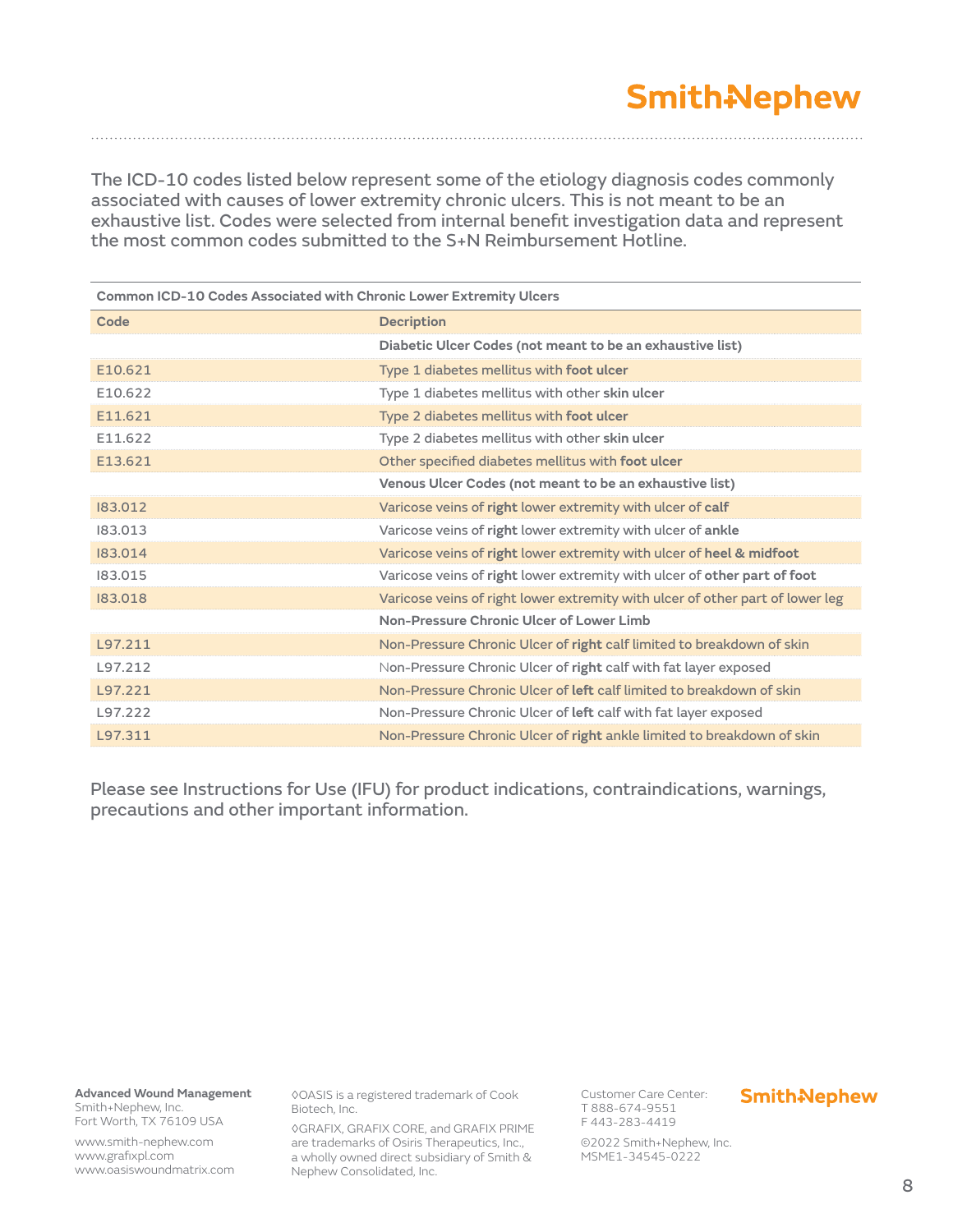The ICD-10 codes listed below represent some of the etiology diagnosis codes commonly associated with causes of lower extremity chronic ulcers. This is not meant to be an exhaustive list. Codes were selected from internal benefit investigation data and represent the most common codes submitted to the S+N Reimbursement Hotline.

**Common ICD-10 Codes Associated with Chronic Lower Extremity Ulcers**

| Code | Decription |
|---|---|
| | **Diabetic Ulcer Codes (not meant to be an exhaustive list)** |
| E10.621 | Type 1 diabetes mellitus with **foot ulcer** |
| E10.622 | Type 1 diabetes mellitus with other **skin ulcer** |
| E11.621 | Type 2 diabetes mellitus with **foot ulcer** |
| E11.622 | Type 2 diabetes mellitus with other **skin ulcer** |
| E13.621 | Other specified diabetes mellitus with **foot ulcer** |
| | **Venous Ulcer Codes (not meant to be an exhaustive list)** |
| I83.012 | Varicose veins of **right** lower extremity with ulcer of **calf** |
| I83.013 | Varicose veins of **right** lower extremity with ulcer of **ankle** |
| I83.014 | Varicose veins of **right** lower extremity with ulcer of **heel & midfoot** |
| I83.015 | Varicose veins of **right** lower extremity with ulcer of **other part of foot** |
| I83.018 | Varicose veins of right lower extremity with ulcer of other part of lower leg |
| | **Non-Pressure Chronic Ulcer of Lower Limb** |
| L97.211 | Non-Pressure Chronic Ulcer of **right** calf limited to breakdown of skin |
| L97.212 | Non-Pressure Chronic Ulcer of **right** calf with fat layer exposed |
| L97.221 | Non-Pressure Chronic Ulcer of **left** calf limited to breakdown of skin |
| L97.222 | Non-Pressure Chronic Ulcer of **left** calf with fat layer exposed |
| L97.311 | Non-Pressure Chronic Ulcer of **right** ankle limited to breakdown of skin |

Please see Instructions for Use (IFU) for product indications, contraindications, warnings, precautions and other important information.

**Advanced Wound Management**
Smith+Nephew, Inc.
Fort Worth, TX 76109 USA

www.smith-nephew.com
www.grafixpl.com
www.oasiswoundmatrix.com

◊OASIS is a registered trademark of Cook Biotech, Inc.

◊GRAFIX, GRAFIX CORE, and GRAFIX PRIME are trademarks of Osiris Therapeutics, Inc., a wholly owned direct subsidiary of Smith & Nephew Consolidated, Inc.

Customer Care Center:
T 888-674-9551
F 443-283-4419

©2022 Smith+Nephew, Inc.
MSME1-34545-0222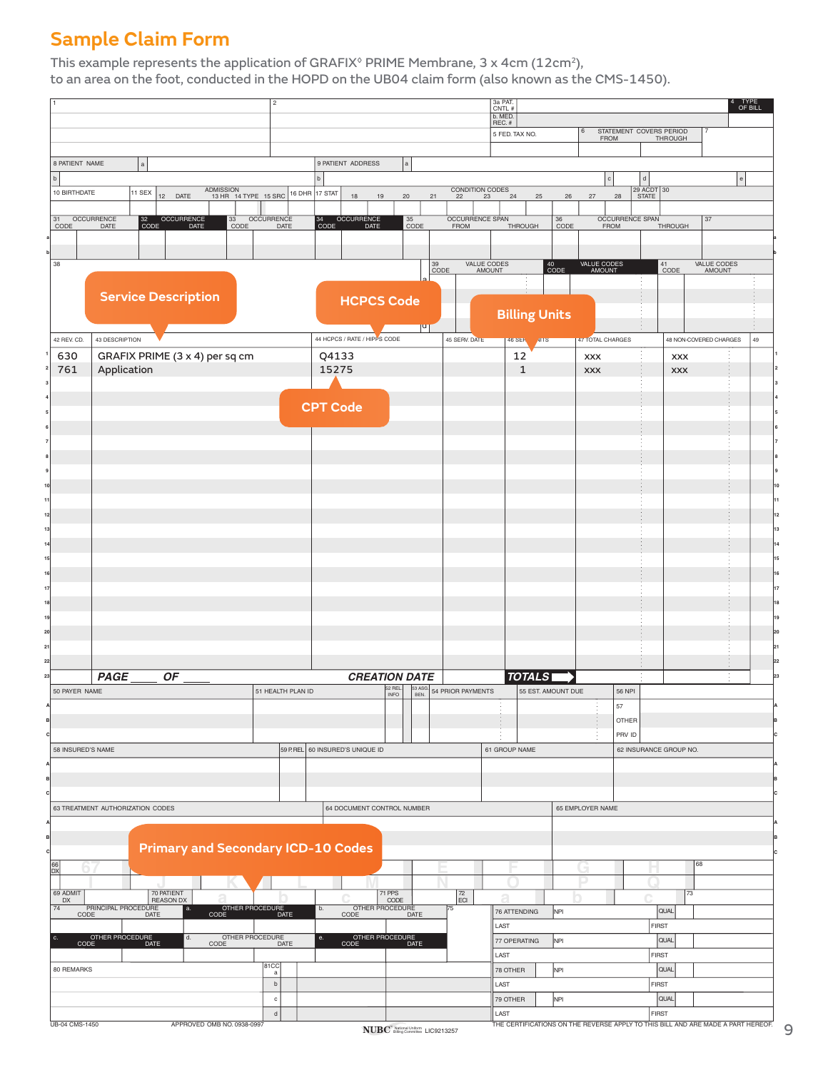# Sample Claim Form

This example represents the application of GRAFIX° PRIME Membrane, 3 x 4cm ($12cm^2$), to an area on the foot, conducted in the HOPD on the UB04 claim form (also known as the CMS-1450).

Service Description

HCPCS Code

Billing Units

CPT Code

Primary and Secondary ICD-10 Codes

| 42 REV. CD. | 43 DESCRIPTION | 44 HCPCS / RATE / HIPPS CODE | 45 SERV. DATE | 46 SERV. UNITS | 47 TOTAL CHARGES | 48 NON-COVERED CHARGES | 49 |
|---|---|---|---|---|---|---|---|
| 630 | GRAFIX PRIME (3 x 4) per sq cm | Q4133 | | 12 | xxx | xxx | |
| 761 | Application | 15275 | | 1 | xxx | xxx | |

PAGE ____ OF ____ CREATION DATE TOTALS

UB-04 CMS-1450 APPROVED OMB NO. 0938-0997 NUBC National Uniform Billing Committee LIC9213257

THE CERTIFICATIONS ON THE REVERSE APPLY TO THIS BILL AND ARE MADE A PART HEREOF.